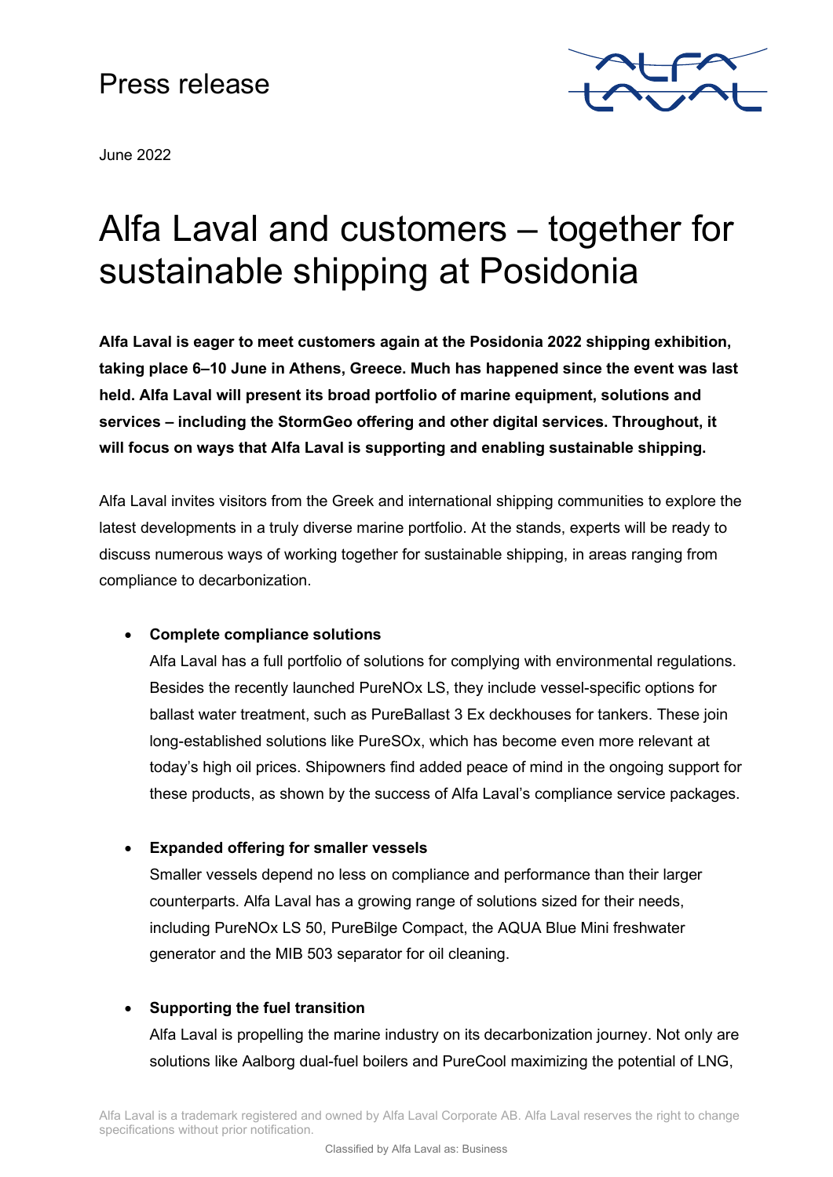Press release

June 2022

# Alfa Laval and customers – together for sustainable shipping at Posidonia

**Alfa Laval is eager to meet customers again at the Posidonia 2022 shipping exhibition, taking place 6–10 June in Athens, Greece. Much has happened since the event was last held. Alfa Laval will present its broad portfolio of marine equipment, solutions and services – including the StormGeo offering and other digital services. Throughout, it will focus on ways that Alfa Laval is supporting and enabling sustainable shipping.**

Alfa Laval invites visitors from the Greek and international shipping communities to explore the latest developments in a truly diverse marine portfolio. At the stands, experts will be ready to discuss numerous ways of working together for sustainable shipping, in areas ranging from compliance to decarbonization.

- **Complete compliance solutions**
  Alfa Laval has a full portfolio of solutions for complying with environmental regulations. Besides the recently launched PureNOx LS, they include vessel-specific options for ballast water treatment, such as PureBallast 3 Ex deckhouses for tankers. These join long-established solutions like PureSOx, which has become even more relevant at today's high oil prices. Shipowners find added peace of mind in the ongoing support for these products, as shown by the success of Alfa Laval's compliance service packages.

- **Expanded offering for smaller vessels**
  Smaller vessels depend no less on compliance and performance than their larger counterparts. Alfa Laval has a growing range of solutions sized for their needs, including PureNOx LS 50, PureBilge Compact, the AQUA Blue Mini freshwater generator and the MIB 503 separator for oil cleaning.

- **Supporting the fuel transition**
  Alfa Laval is propelling the marine industry on its decarbonization journey. Not only are solutions like Aalborg dual-fuel boilers and PureCool maximizing the potential of LNG,

Alfa Laval is a trademark registered and owned by Alfa Laval Corporate AB. Alfa Laval reserves the right to change specifications without prior notification.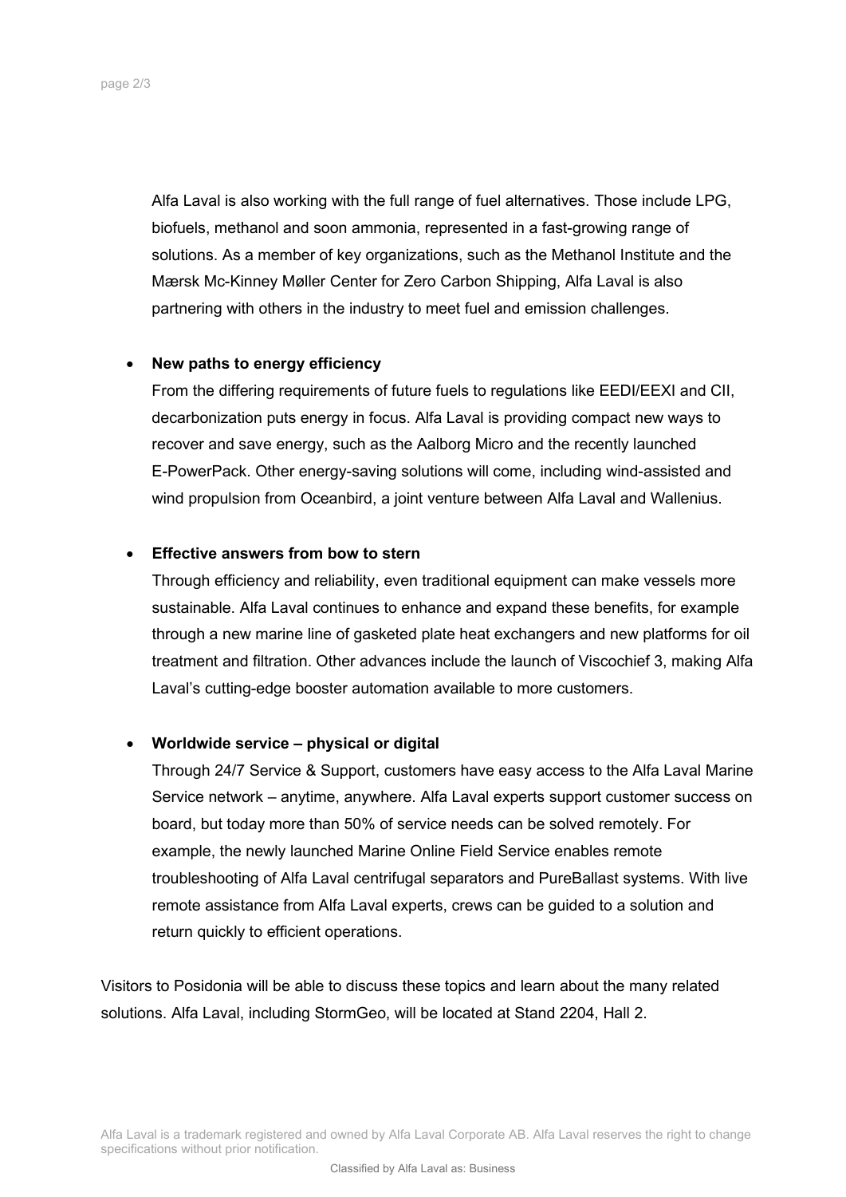Alfa Laval is also working with the full range of fuel alternatives. Those include LPG, biofuels, methanol and soon ammonia, represented in a fast-growing range of solutions. As a member of key organizations, such as the Methanol Institute and the Mærsk Mc-Kinney Møller Center for Zero Carbon Shipping, Alfa Laval is also partnering with others in the industry to meet fuel and emission challenges.

- **New paths to energy efficiency**
  From the differing requirements of future fuels to regulations like EEDI/EEXI and CII, decarbonization puts energy in focus. Alfa Laval is providing compact new ways to recover and save energy, such as the Aalborg Micro and the recently launched E-PowerPack. Other energy-saving solutions will come, including wind-assisted and wind propulsion from Oceanbird, a joint venture between Alfa Laval and Wallenius.

- **Effective answers from bow to stern**
  Through efficiency and reliability, even traditional equipment can make vessels more sustainable. Alfa Laval continues to enhance and expand these benefits, for example through a new marine line of gasketed plate heat exchangers and new platforms for oil treatment and filtration. Other advances include the launch of Viscochief 3, making Alfa Laval's cutting-edge booster automation available to more customers.

- **Worldwide service – physical or digital**
  Through 24/7 Service & Support, customers have easy access to the Alfa Laval Marine Service network – anytime, anywhere. Alfa Laval experts support customer success on board, but today more than 50% of service needs can be solved remotely. For example, the newly launched Marine Online Field Service enables remote troubleshooting of Alfa Laval centrifugal separators and PureBallast systems. With live remote assistance from Alfa Laval experts, crews can be guided to a solution and return quickly to efficient operations.

Visitors to Posidonia will be able to discuss these topics and learn about the many related solutions. Alfa Laval, including StormGeo, will be located at Stand 2204, Hall 2.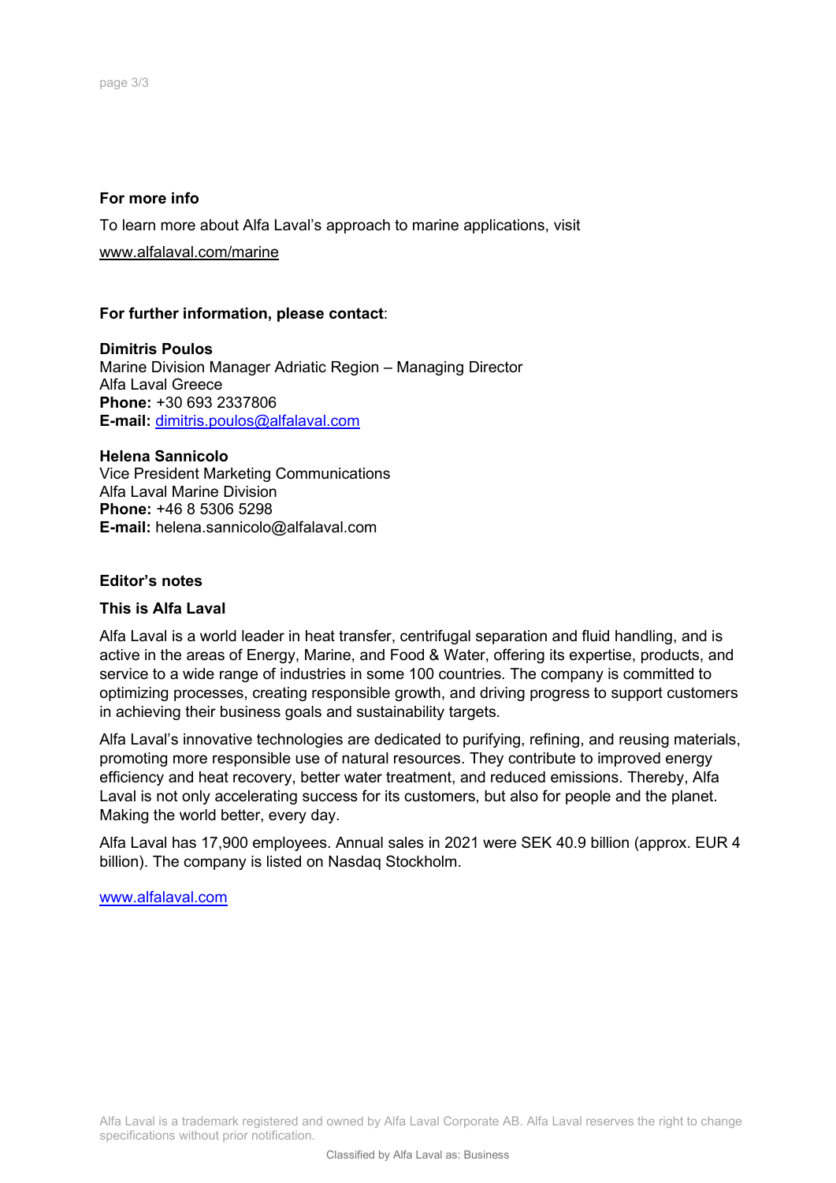**For more info**

To learn more about Alfa Laval's approach to marine applications, visit

www.alfalaval.com/marine

**For further information, please contact**:

**Dimitris Poulos**
Marine Division Manager Adriatic Region – Managing Director
Alfa Laval Greece
**Phone:** +30 693 2337806
**E-mail:** dimitris.poulos@alfalaval.com

**Helena Sannicolo**
Vice President Marketing Communications
Alfa Laval Marine Division
**Phone:** +46 8 5306 5298
**E-mail:** helena.sannicolo@alfalaval.com

**Editor's notes**

**This is Alfa Laval**

Alfa Laval is a world leader in heat transfer, centrifugal separation and fluid handling, and is active in the areas of Energy, Marine, and Food & Water, offering its expertise, products, and service to a wide range of industries in some 100 countries. The company is committed to optimizing processes, creating responsible growth, and driving progress to support customers in achieving their business goals and sustainability targets.

Alfa Laval's innovative technologies are dedicated to purifying, refining, and reusing materials, promoting more responsible use of natural resources. They contribute to improved energy efficiency and heat recovery, better water treatment, and reduced emissions. Thereby, Alfa Laval is not only accelerating success for its customers, but also for people and the planet. Making the world better, every day.

Alfa Laval has 17,900 employees. Annual sales in 2021 were SEK 40.9 billion (approx. EUR 4 billion). The company is listed on Nasdaq Stockholm.

www.alfalaval.com

Alfa Laval is a trademark registered and owned by Alfa Laval Corporate AB. Alfa Laval reserves the right to change specifications without prior notification.

Classified by Alfa Laval as: Business